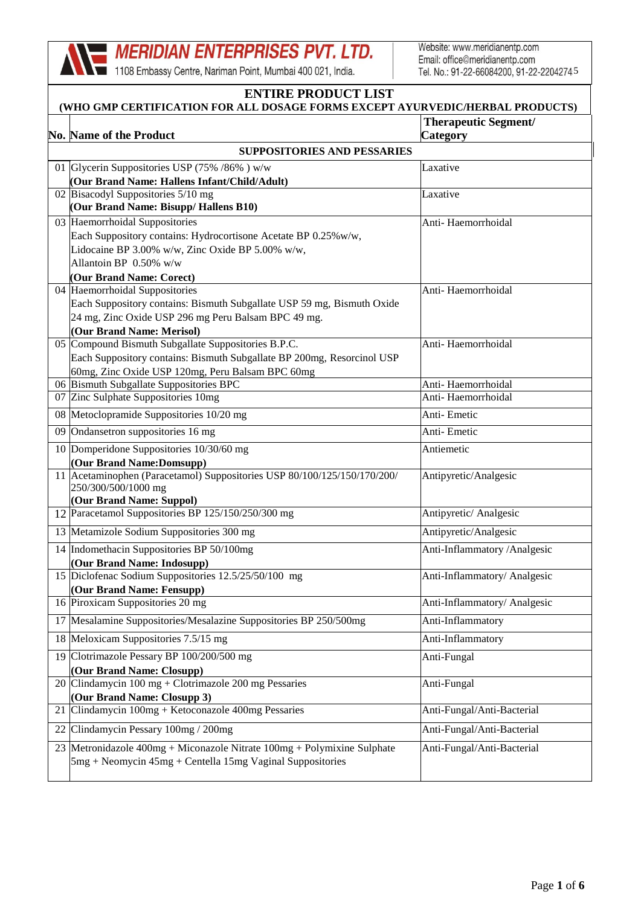**MERIDIAN ENTERPRISES PVT. LTD.**
1108 Embassy Centre, Nariman Point, Mumbai 400 021, India.

Website: www.meridianentp.com
Email: office@meridianentp.com
Tel. No.: 91-22-66084200, 91-22-22042745

# ENTIRE PRODUCT LIST

**(WHO GMP CERTIFICATION FOR ALL DOSAGE FORMS EXCEPT AYURVEDIC/HERBAL PRODUCTS)**

| No. | Name of the Product | Therapeutic Segment/ Category |
|---|---|---|
| | **SUPPOSITORIES AND PESSARIES** | |
| 01 | Glycerin Suppositories USP (75% /86% ) w/w<br>**(Our Brand Name: Hallens Infant/Child/Adult)** | Laxative |
| 02 | Bisacodyl Suppositories 5/10 mg<br>**(Our Brand Name: Bisupp/ Hallens B10)** | Laxative |
| 03 | Haemorrhoidal Suppositories<br>Each Suppository contains: Hydrocortisone Acetate BP 0.25%w/w, Lidocaine BP 3.00% w/w, Zinc Oxide BP 5.00% w/w, Allantoin BP 0.50% w/w<br>**(Our Brand Name: Corect)** | Anti- Haemorrhoidal |
| 04 | Haemorrhoidal Suppositories<br>Each Suppository contains: Bismuth Subgallate USP 59 mg, Bismuth Oxide 24 mg, Zinc Oxide USP 296 mg Peru Balsam BPC 49 mg.<br>**(Our Brand Name: Merisol)** | Anti- Haemorrhoidal |
| 05 | Compound Bismuth Subgallate Suppositories B.P.C.<br>Each Suppository contains: Bismuth Subgallate BP 200mg, Resorcinol USP 60mg, Zinc Oxide USP 120mg, Peru Balsam BPC 60mg | Anti- Haemorrhoidal |
| 06 | Bismuth Subgallate Suppositories BPC | Anti- Haemorrhoidal |
| 07 | Zinc Sulphate Suppositories 10mg | Anti- Haemorrhoidal |
| 08 | Metoclopramide Suppositories 10/20 mg | Anti- Emetic |
| 09 | Ondansetron suppositories 16 mg | Anti- Emetic |
| 10 | Domperidone Suppositories 10/30/60 mg<br>**(Our Brand Name:Domsupp)** | Antiemetic |
| 11 | Acetaminophen (Paracetamol) Suppositories USP 80/100/125/150/170/200/ 250/300/500/1000 mg<br>**(Our Brand Name: Suppol)** | Antipyretic/Analgesic |
| 12 | Paracetamol Suppositories BP 125/150/250/300 mg | Antipyretic/ Analgesic |
| 13 | Metamizole Sodium Suppositories 300 mg | Antipyretic/Analgesic |
| 14 | Indomethacin Suppositories BP 50/100mg<br>**(Our Brand Name: Indosupp)** | Anti-Inflammatory /Analgesic |
| 15 | Diclofenac Sodium Suppositories 12.5/25/50/100 mg<br>**(Our Brand Name: Fensupp)** | Anti-Inflammatory/ Analgesic |
| 16 | Piroxicam Suppositories 20 mg | Anti-Inflammatory/ Analgesic |
| 17 | Mesalamine Suppositories/Mesalazine Suppositories BP 250/500mg | Anti-Inflammatory |
| 18 | Meloxicam Suppositories 7.5/15 mg | Anti-Inflammatory |
| 19 | Clotrimazole Pessary BP 100/200/500 mg<br>**(Our Brand Name: Closupp)** | Anti-Fungal |
| 20 | Clindamycin 100 mg + Clotrimazole 200 mg Pessaries<br>**(Our Brand Name: Closupp 3)** | Anti-Fungal |
| 21 | Clindamycin 100mg + Ketoconazole 400mg Pessaries | Anti-Fungal/Anti-Bacterial |
| 22 | Clindamycin Pessary 100mg / 200mg | Anti-Fungal/Anti-Bacterial |
| 23 | Metronidazole 400mg + Miconazole Nitrate 100mg + Polymixine Sulphate 5mg + Neomycin 45mg + Centella 15mg Vaginal Suppositories | Anti-Fungal/Anti-Bacterial |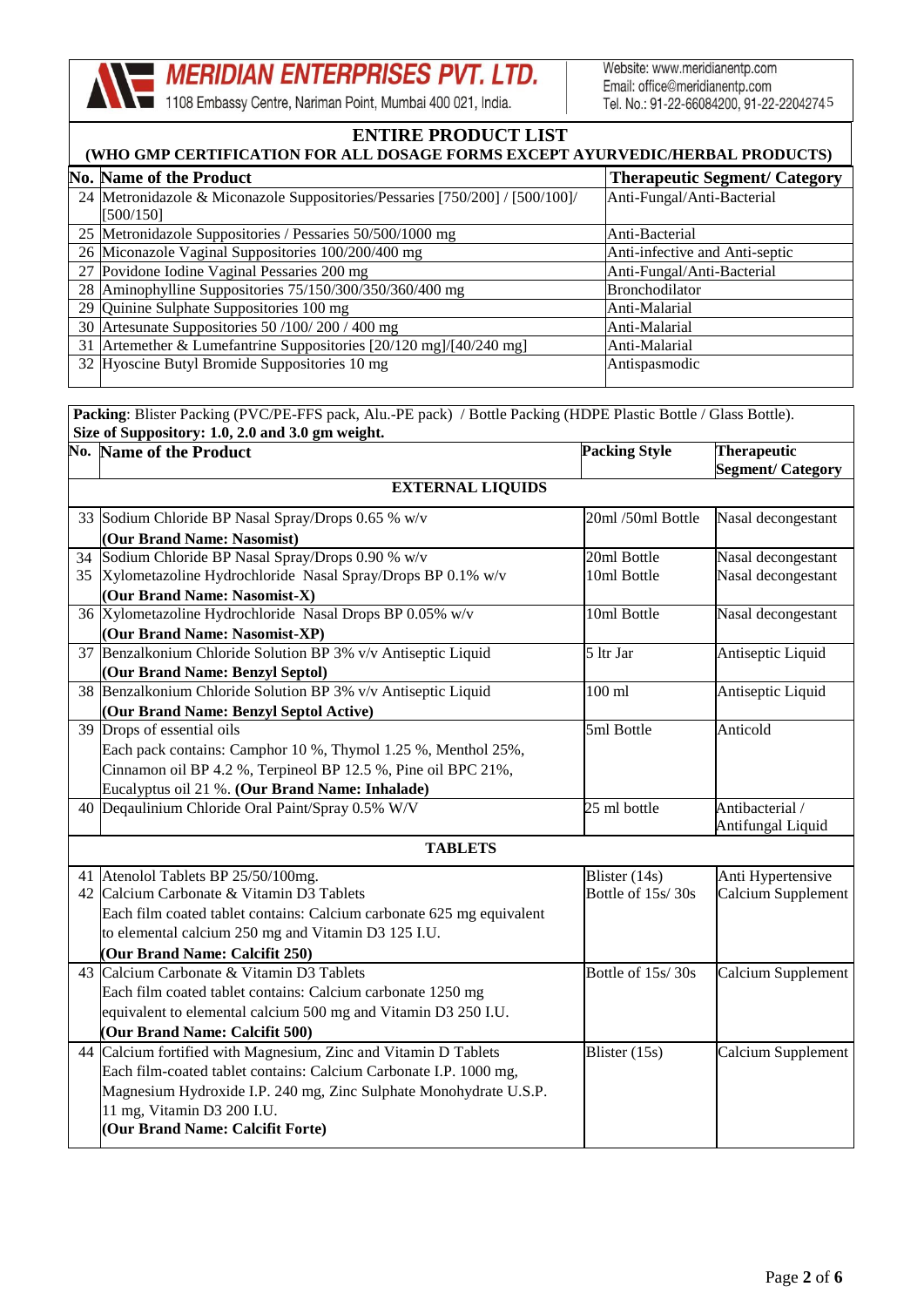**MERIDIAN ENTERPRISES PVT. LTD.**
1108 Embassy Centre, Nariman Point, Mumbai 400 021, India.

Website: www.meridianentp.com
Email: office@meridianentp.com
Tel. No.: 91-22-66084200, 91-22-22042745

## ENTIRE PRODUCT LIST

### (WHO GMP CERTIFICATION FOR ALL DOSAGE FORMS EXCEPT AYURVEDIC/HERBAL PRODUCTS)

| No. | Name of the Product | Therapeutic Segment/ Category |
|---|---|---|
| 24 | Metronidazole & Miconazole Suppositories/Pessaries [750/200] / [500/100]/ [500/150] | Anti-Fungal/Anti-Bacterial |
| 25 | Metronidazole Suppositories / Pessaries 50/500/1000 mg | Anti-Bacterial |
| 26 | Miconazole Vaginal Suppositories 100/200/400 mg | Anti-infective and Anti-septic |
| 27 | Povidone Iodine Vaginal Pessaries 200 mg | Anti-Fungal/Anti-Bacterial |
| 28 | Aminophylline Suppositories 75/150/300/350/360/400 mg | Bronchodilator |
| 29 | Quinine Sulphate Suppositories 100 mg | Anti-Malarial |
| 30 | Artesunate Suppositories 50 /100/ 200 / 400 mg | Anti-Malarial |
| 31 | Artemether & Lumefantrine Suppositories [20/120 mg]/[40/240 mg] | Anti-Malarial |
| 32 | Hyoscine Butyl Bromide Suppositories 10 mg | Antispasmodic |

**Packing**: Blister Packing (PVC/PE-FFS pack, Alu.-PE pack) / Bottle Packing (HDPE Plastic Bottle / Glass Bottle).
**Size of Suppository: 1.0, 2.0 and 3.0 gm weight.**

| No. | Name of the Product | Packing Style | Therapeutic Segment/ Category |
|---|---|---|---|
| | **EXTERNAL LIQUIDS** | | |
| 33 | Sodium Chloride BP Nasal Spray/Drops 0.65 % w/v **(Our Brand Name: Nasomist)** | 20ml /50ml Bottle | Nasal decongestant |
| 34 | Sodium Chloride BP Nasal Spray/Drops 0.90 % w/v | 20ml Bottle | Nasal decongestant |
| 35 | Xylometazoline Hydrochloride Nasal Spray/Drops BP 0.1% w/v **(Our Brand Name: Nasomist-X)** | 10ml Bottle | Nasal decongestant |
| 36 | Xylometazoline Hydrochloride Nasal Drops BP 0.05% w/v **(Our Brand Name: Nasomist-XP)** | 10ml Bottle | Nasal decongestant |
| 37 | Benzalkonium Chloride Solution BP 3% v/v Antiseptic Liquid **(Our Brand Name: Benzyl Septol)** | 5 ltr Jar | Antiseptic Liquid |
| 38 | Benzalkonium Chloride Solution BP 3% v/v Antiseptic Liquid **(Our Brand Name: Benzyl Septol Active)** | 100 ml | Antiseptic Liquid |
| 39 | Drops of essential oils Each pack contains: Camphor 10 %, Thymol 1.25 %, Menthol 25%, Cinnamon oil BP 4.2 %, Terpineol BP 12.5 %, Pine oil BPC 21%, Eucalyptus oil 21 %. **(Our Brand Name: Inhalade)** | 5ml Bottle | Anticold |
| 40 | Deqaulinium Chloride Oral Paint/Spray 0.5% W/V | 25 ml bottle | Antibacterial / Antifungal Liquid |
| | **TABLETS** | | |
| 41 | Atenolol Tablets BP 25/50/100mg. | Blister (14s) | Anti Hypertensive |
| 42 | Calcium Carbonate & Vitamin D3 Tablets Each film coated tablet contains: Calcium carbonate 625 mg equivalent to elemental calcium 250 mg and Vitamin D3 125 I.U. **(Our Brand Name: Calcifit 250)** | Bottle of 15s/ 30s | Calcium Supplement |
| 43 | Calcium Carbonate & Vitamin D3 Tablets Each film coated tablet contains: Calcium carbonate 1250 mg equivalent to elemental calcium 500 mg and Vitamin D3 250 I.U. **(Our Brand Name: Calcifit 500)** | Bottle of 15s/ 30s | Calcium Supplement |
| 44 | Calcium fortified with Magnesium, Zinc and Vitamin D Tablets Each film-coated tablet contains: Calcium Carbonate I.P. 1000 mg, Magnesium Hydroxide I.P. 240 mg, Zinc Sulphate Monohydrate U.S.P. 11 mg, Vitamin D3 200 I.U. **(Our Brand Name: Calcifit Forte)** | Blister (15s) | Calcium Supplement |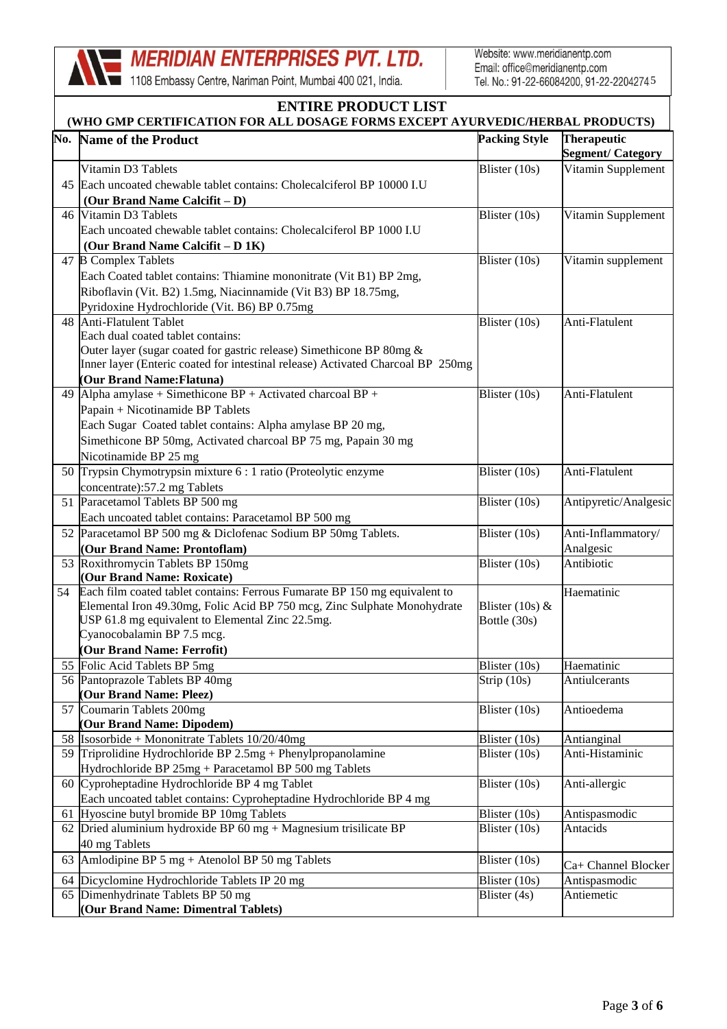**MERIDIAN ENTERPRISES PVT. LTD.**
1108 Embassy Centre, Nariman Point, Mumbai 400 021, India.

Website: www.meridianentp.com
Email: office@meridianentp.com
Tel. No.: 91-22-66084200, 91-22-22042745

## ENTIRE PRODUCT LIST

### (WHO GMP CERTIFICATION FOR ALL DOSAGE FORMS EXCEPT AYURVEDIC/HERBAL PRODUCTS)

| No. | Name of the Product | Packing Style | Therapeutic Segment/ Category |
|---|---|---|---|
| 45 | Vitamin D3 Tablets<br>Each uncoated chewable tablet contains: Cholecalciferol BP 10000 I.U<br>**(Our Brand Name Calcifit – D)** | Blister (10s) | Vitamin Supplement |
| 46 | Vitamin D3 Tablets<br>Each uncoated chewable tablet contains: Cholecalciferol BP 1000 I.U<br>**(Our Brand Name Calcifit – D 1K)** | Blister (10s) | Vitamin Supplement |
| 47 | B Complex Tablets<br>Each Coated tablet contains: Thiamine mononitrate (Vit B1) BP 2mg, Riboflavin (Vit. B2) 1.5mg, Niacinnamide (Vit B3) BP 18.75mg, Pyridoxine Hydrochloride (Vit. B6) BP 0.75mg | Blister (10s) | Vitamin supplement |
| 48 | Anti-Flatulent Tablet<br>Each dual coated tablet contains:<br>Outer layer (sugar coated for gastric release) Simethicone BP 80mg &<br>Inner layer (Enteric coated for intestinal release) Activated Charcoal BP 250mg<br>**(Our Brand Name:Flatuna)** | Blister (10s) | Anti-Flatulent |
| 49 | Alpha amylase + Simethicone BP + Activated charcoal BP + Papain + Nicotinamide BP Tablets<br>Each Sugar Coated tablet contains: Alpha amylase BP 20 mg, Simethicone BP 50mg, Activated charcoal BP 75 mg, Papain 30 mg Nicotinamide BP 25 mg | Blister (10s) | Anti-Flatulent |
| 50 | Trypsin Chymotrypsin mixture 6 : 1 ratio (Proteolytic enzyme concentrate):57.2 mg Tablets | Blister (10s) | Anti-Flatulent |
| 51 | Paracetamol Tablets BP 500 mg<br>Each uncoated tablet contains: Paracetamol BP 500 mg | Blister (10s) | Antipyretic/Analgesic |
| 52 | Paracetamol BP 500 mg & Diclofenac Sodium BP 50mg Tablets.<br>**(Our Brand Name: Prontoflam)** | Blister (10s) | Anti-Inflammatory/ Analgesic |
| 53 | Roxithromycin Tablets BP 150mg<br>**(Our Brand Name: Roxicate)** | Blister (10s) | Antibiotic |
| 54 | Each film coated tablet contains: Ferrous Fumarate BP 150 mg equivalent to Elemental Iron 49.30mg, Folic Acid BP 750 mcg, Zinc Sulphate Monohydrate USP 61.8 mg equivalent to Elemental Zinc 22.5mg. Cyanocobalamin BP 7.5 mcg.<br>**(Our Brand Name: Ferrofit)** | Blister (10s) & Bottle (30s) | Haematinic |
| 55 | Folic Acid Tablets BP 5mg | Blister (10s) | Haematinic |
| 56 | Pantoprazole Tablets BP 40mg<br>**(Our Brand Name: Pleez)** | Strip (10s) | Antiulcerants |
| 57 | Coumarin Tablets 200mg<br>**(Our Brand Name: Dipodem)** | Blister (10s) | Antioedema |
| 58 | Isosorbide + Mononitrate Tablets 10/20/40mg | Blister (10s) | Antianginal |
| 59 | Triprolidine Hydrochloride BP 2.5mg + Phenylpropanolamine Hydrochloride BP 25mg + Paracetamol BP 500 mg Tablets | Blister (10s) | Anti-Histaminic |
| 60 | Cyproheptadine Hydrochloride BP 4 mg Tablet<br>Each uncoated tablet contains: Cyproheptadine Hydrochloride BP 4 mg | Blister (10s) | Anti-allergic |
| 61 | Hyoscine butyl bromide BP 10mg Tablets | Blister (10s) | Antispasmodic |
| 62 | Dried aluminium hydroxide BP 60 mg + Magnesium trisilicate BP 40 mg Tablets | Blister (10s) | Antacids |
| 63 | Amlodipine BP 5 mg + Atenolol BP 50 mg Tablets | Blister (10s) | Ca+ Channel Blocker |
| 64 | Dicyclomine Hydrochloride Tablets IP 20 mg | Blister (10s) | Antispasmodic |
| 65 | Dimenhydrinate Tablets BP 50 mg<br>**(Our Brand Name: Dimentral Tablets)** | Blister (4s) | Antiemetic |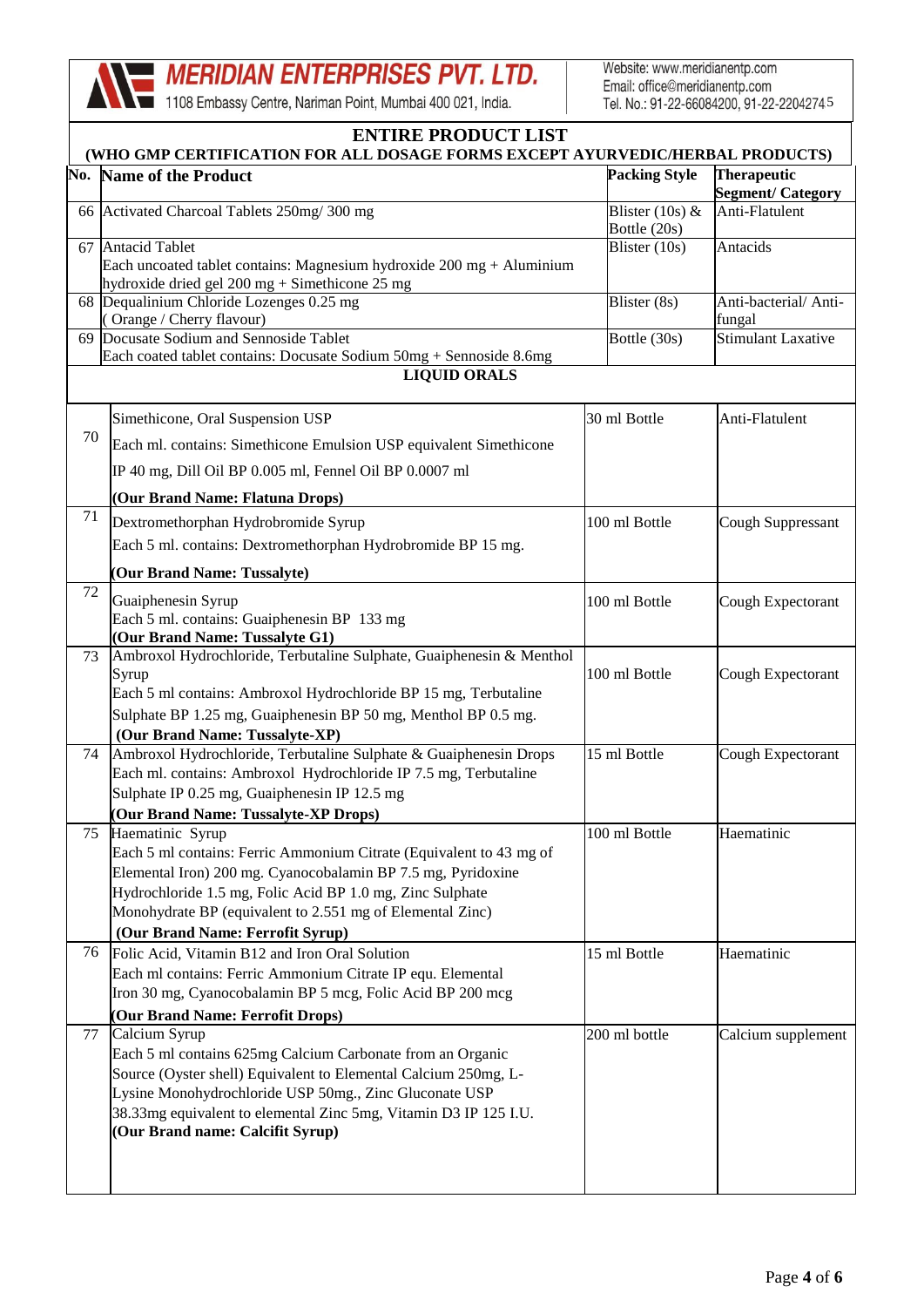**MERIDIAN ENTERPRISES PVT. LTD.**
1108 Embassy Centre, Nariman Point, Mumbai 400 021, India.

Website: www.meridianentp.com
Email: office@meridianentp.com
Tel. No.: 91-22-66084200, 91-22-22042745

## ENTIRE PRODUCT LIST
### (WHO GMP CERTIFICATION FOR ALL DOSAGE FORMS EXCEPT AYURVEDIC/HERBAL PRODUCTS)

| No. | Name of the Product | Packing Style | Therapeutic Segment/ Category |
|---|---|---|---|
| 66 | Activated Charcoal Tablets 250mg/ 300 mg | Blister (10s) & Bottle (20s) | Anti-Flatulent |
| 67 | Antacid Tablet<br>Each uncoated tablet contains: Magnesium hydroxide 200 mg + Aluminium hydroxide dried gel 200 mg + Simethicone 25 mg | Blister (10s) | Antacids |
| 68 | Dequalinium Chloride Lozenges 0.25 mg<br>( Orange / Cherry flavour) | Blister (8s) | Anti-bacterial/ Anti-fungal |
| 69 | Docusate Sodium and Sennoside Tablet<br>Each coated tablet contains: Docusate Sodium 50mg + Sennoside 8.6mg | Bottle (30s) | Stimulant Laxative |
| | **LIQUID ORALS** | | |
| 70 | Simethicone, Oral Suspension USP<br>Each ml. contains: Simethicone Emulsion USP equivalent Simethicone IP 40 mg, Dill Oil BP 0.005 ml, Fennel Oil BP 0.0007 ml<br>**(Our Brand Name: Flatuna Drops)** | 30 ml Bottle | Anti-Flatulent |
| 71 | Dextromethorphan Hydrobromide Syrup<br>Each 5 ml. contains: Dextromethorphan Hydrobromide BP 15 mg.<br>**(Our Brand Name: Tussalyte)** | 100 ml Bottle | Cough Suppressant |
| 72 | Guaiphenesin Syrup<br>Each 5 ml. contains: Guaiphenesin BP 133 mg<br>**(Our Brand Name: Tussalyte G1)** | 100 ml Bottle | Cough Expectorant |
| 73 | Ambroxol Hydrochloride, Terbutaline Sulphate, Guaiphenesin & Menthol Syrup<br>Each 5 ml contains: Ambroxol Hydrochloride BP 15 mg, Terbutaline Sulphate BP 1.25 mg, Guaiphenesin BP 50 mg, Menthol BP 0.5 mg.<br>**(Our Brand Name: Tussalyte-XP)** | 100 ml Bottle | Cough Expectorant |
| 74 | Ambroxol Hydrochloride, Terbutaline Sulphate & Guaiphenesin Drops<br>Each ml. contains: Ambroxol Hydrochloride IP 7.5 mg, Terbutaline Sulphate IP 0.25 mg, Guaiphenesin IP 12.5 mg<br>**(Our Brand Name: Tussalyte-XP Drops)** | 15 ml Bottle | Cough Expectorant |
| 75 | Haematinic Syrup<br>Each 5 ml contains: Ferric Ammonium Citrate (Equivalent to 43 mg of Elemental Iron) 200 mg. Cyanocobalamin BP 7.5 mg, Pyridoxine Hydrochloride 1.5 mg, Folic Acid BP 1.0 mg, Zinc Sulphate Monohydrate BP (equivalent to 2.551 mg of Elemental Zinc)<br>**(Our Brand Name: Ferrofit Syrup)** | 100 ml Bottle | Haematinic |
| 76 | Folic Acid, Vitamin B12 and Iron Oral Solution<br>Each ml contains: Ferric Ammonium Citrate IP equ. Elemental Iron 30 mg, Cyanocobalamin BP 5 mcg, Folic Acid BP 200 mcg<br>**(Our Brand Name: Ferrofit Drops)** | 15 ml Bottle | Haematinic |
| 77 | Calcium Syrup<br>Each 5 ml contains 625mg Calcium Carbonate from an Organic Source (Oyster shell) Equivalent to Elemental Calcium 250mg, L-Lysine Monohydrochloride USP 50mg., Zinc Gluconate USP 38.33mg equivalent to elemental Zinc 5mg, Vitamin D3 IP 125 I.U.<br>**(Our Brand name: Calcifit Syrup)** | 200 ml bottle | Calcium supplement |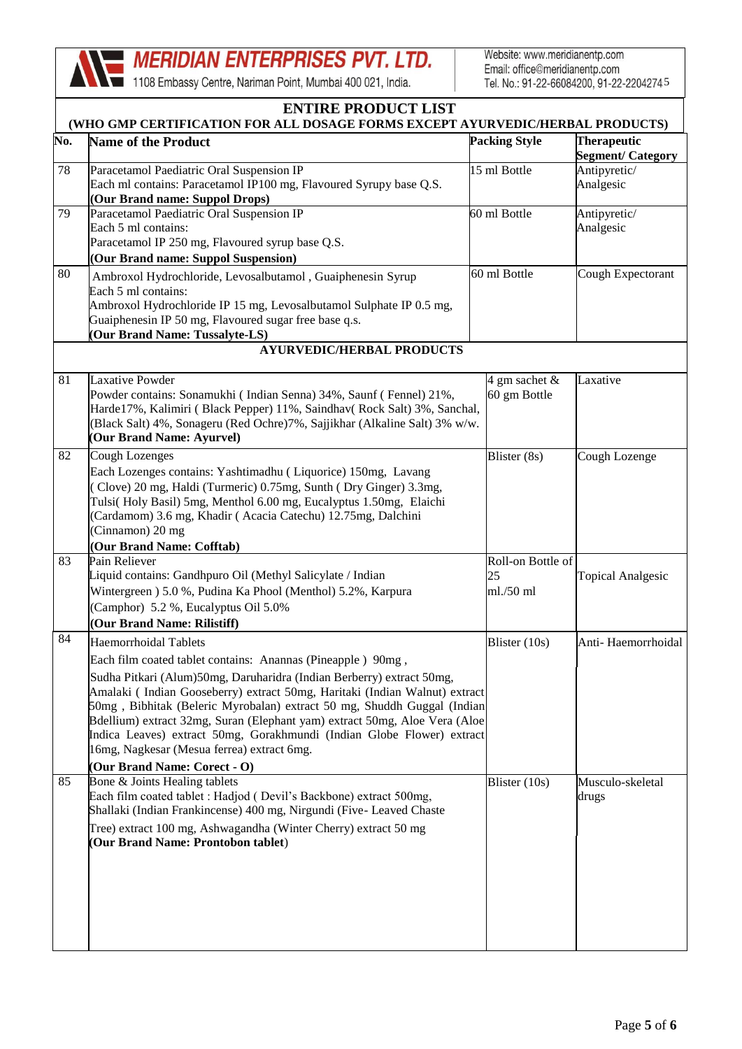**MERIDIAN ENTERPRISES PVT. LTD.**
1108 Embassy Centre, Nariman Point, Mumbai 400 021, India.

Website: www.meridianentp.com
Email: office@meridianentp.com
Tel. No.: 91-22-66084200, 91-22-22042745

## ENTIRE PRODUCT LIST

### (WHO GMP CERTIFICATION FOR ALL DOSAGE FORMS EXCEPT AYURVEDIC/HERBAL PRODUCTS)

| No. | Name of the Product | Packing Style | Therapeutic Segment/ Category |
|---|---|---|---|
| 78 | Paracetamol Paediatric Oral Suspension IP<br>Each ml contains: Paracetamol IP100 mg, Flavoured Syrupy base Q.S.<br>**(Our Brand name: Suppol Drops)** | 15 ml Bottle | Antipyretic/ Analgesic |
| 79 | Paracetamol Paediatric Oral Suspension IP<br>Each 5 ml contains:<br>Paracetamol IP 250 mg, Flavoured syrup base Q.S.<br>**(Our Brand name: Suppol Suspension)** | 60 ml Bottle | Antipyretic/ Analgesic |
| 80 | Ambroxol Hydrochloride, Levosalbutamol , Guaiphenesin Syrup<br>Each 5 ml contains:<br>Ambroxol Hydrochloride IP 15 mg, Levosalbutamol Sulphate IP 0.5 mg, Guaiphenesin IP 50 mg, Flavoured sugar free base q.s.<br>**(Our Brand Name: Tussalyte-LS)** | 60 ml Bottle | Cough Expectorant |
| | **AYURVEDIC/HERBAL PRODUCTS** | | |
| 81 | Laxative Powder<br>Powder contains: Sonamukhi ( Indian Senna) 34%, Saunf ( Fennel) 21%, Harde17%, Kalimiri ( Black Pepper) 11%, Saindhav( Rock Salt) 3%, Sanchal, (Black Salt) 4%, Sonageru (Red Ochre)7%, Sajjikhar (Alkaline Salt) 3% w/w.<br>**(Our Brand Name: Ayurvel)** | 4 gm sachet & 60 gm Bottle | Laxative |
| 82 | Cough Lozenges<br>Each Lozenges contains: Yashtimadhu ( Liquorice) 150mg, Lavang ( Clove) 20 mg, Haldi (Turmeric) 0.75mg, Sunth ( Dry Ginger) 3.3mg, Tulsi( Holy Basil) 5mg, Menthol 6.00 mg, Eucalyptus 1.50mg, Elaichi (Cardamom) 3.6 mg, Khadir ( Acacia Catechu) 12.75mg, Dalchini (Cinnamon) 20 mg<br>**(Our Brand Name: Cofftab)** | Blister (8s) | Cough Lozenge |
| 83 | Pain Reliever<br>Liquid contains: Gandhpuro Oil (Methyl Salicylate / Indian Wintergreen ) 5.0 %, Pudina Ka Phool (Menthol) 5.2%, Karpura (Camphor) 5.2 %, Eucalyptus Oil 5.0%<br>**(Our Brand Name: Rilistiff)** | Roll-on Bottle of 25 ml./50 ml | Topical Analgesic |
| 84 | Haemorrhoidal Tablets<br>Each film coated tablet contains: Anannas (Pineapple ) 90mg , Sudha Pitkari (Alum)50mg, Daruharidra (Indian Berberry) extract 50mg, Amalaki ( Indian Gooseberry) extract 50mg, Haritaki (Indian Walnut) extract 50mg , Bibhitak (Beleric Myrobalan) extract 50 mg, Shuddh Guggal (Indian Bdellium) extract 32mg, Suran (Elephant yam) extract 50mg, Aloe Vera (Aloe Indica Leaves) extract 50mg, Gorakhmundi (Indian Globe Flower) extract 16mg, Nagkesar (Mesua ferrea) extract 6mg.<br>**(Our Brand Name: Corect - O)** | Blister (10s) | Anti- Haemorrhoidal |
| 85 | Bone & Joints Healing tablets<br>Each film coated tablet : Hadjod ( Devil's Backbone) extract 500mg, Shallaki (Indian Frankincense) 400 mg, Nirgundi (Five- Leaved Chaste Tree) extract 100 mg, Ashwagandha (Winter Cherry) extract 50 mg<br>**(Our Brand Name: Prontobon tablet)** | Blister (10s) | Musculo-skeletal drugs |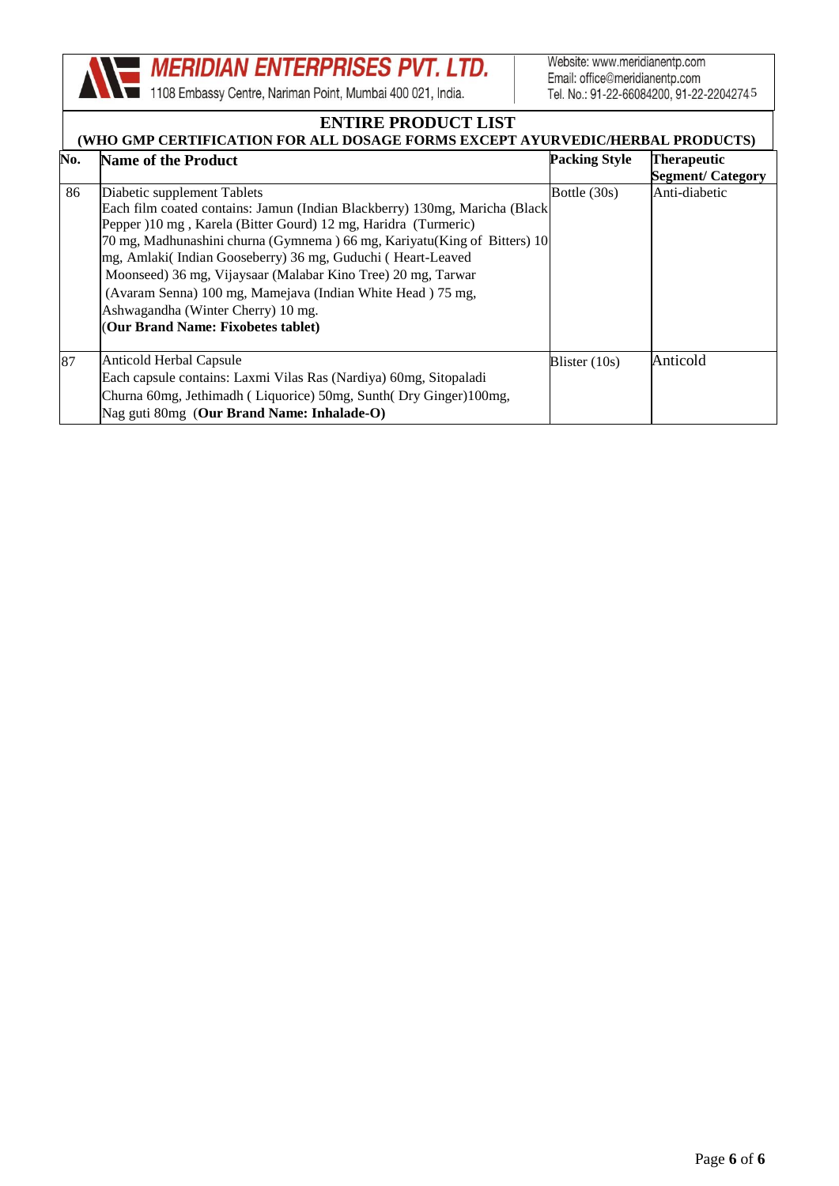**MERIDIAN ENTERPRISES PVT. LTD.**
1108 Embassy Centre, Nariman Point, Mumbai 400 021, India.

Website: www.meridianentp.com
Email: office@meridianentp.com
Tel. No.: 91-22-66084200, 91-22-22042745

## ENTIRE PRODUCT LIST
### (WHO GMP CERTIFICATION FOR ALL DOSAGE FORMS EXCEPT AYURVEDIC/HERBAL PRODUCTS)

| No. | Name of the Product | Packing Style | Therapeutic Segment/ Category |
|---|---|---|---|
| 86 | Diabetic supplement Tablets<br>Each film coated contains: Jamun (Indian Blackberry) 130mg, Maricha (Black Pepper )10 mg , Karela (Bitter Gourd) 12 mg, Haridra (Turmeric) 70 mg, Madhunashini churna (Gymnema ) 66 mg, Kariyatu(King of Bitters) 10 mg, Amlaki( Indian Gooseberry) 36 mg, Guduchi ( Heart-Leaved Moonseed) 36 mg, Vijaysaar (Malabar Kino Tree) 20 mg, Tarwar (Avaram Senna) 100 mg, Mamejava (Indian White Head ) 75 mg, Ashwagandha (Winter Cherry) 10 mg.<br>(**Our Brand Name: Fixobetes tablet)** | Bottle (30s) | Anti-diabetic |
| 87 | Anticold Herbal Capsule<br>Each capsule contains: Laxmi Vilas Ras (Nardiya) 60mg, Sitopaladi Churna 60mg, Jethimadh ( Liquorice) 50mg, Sunth( Dry Ginger)100mg, Nag guti 80mg (**Our Brand Name: Inhalade-O)** | Blister (10s) | Anticold |